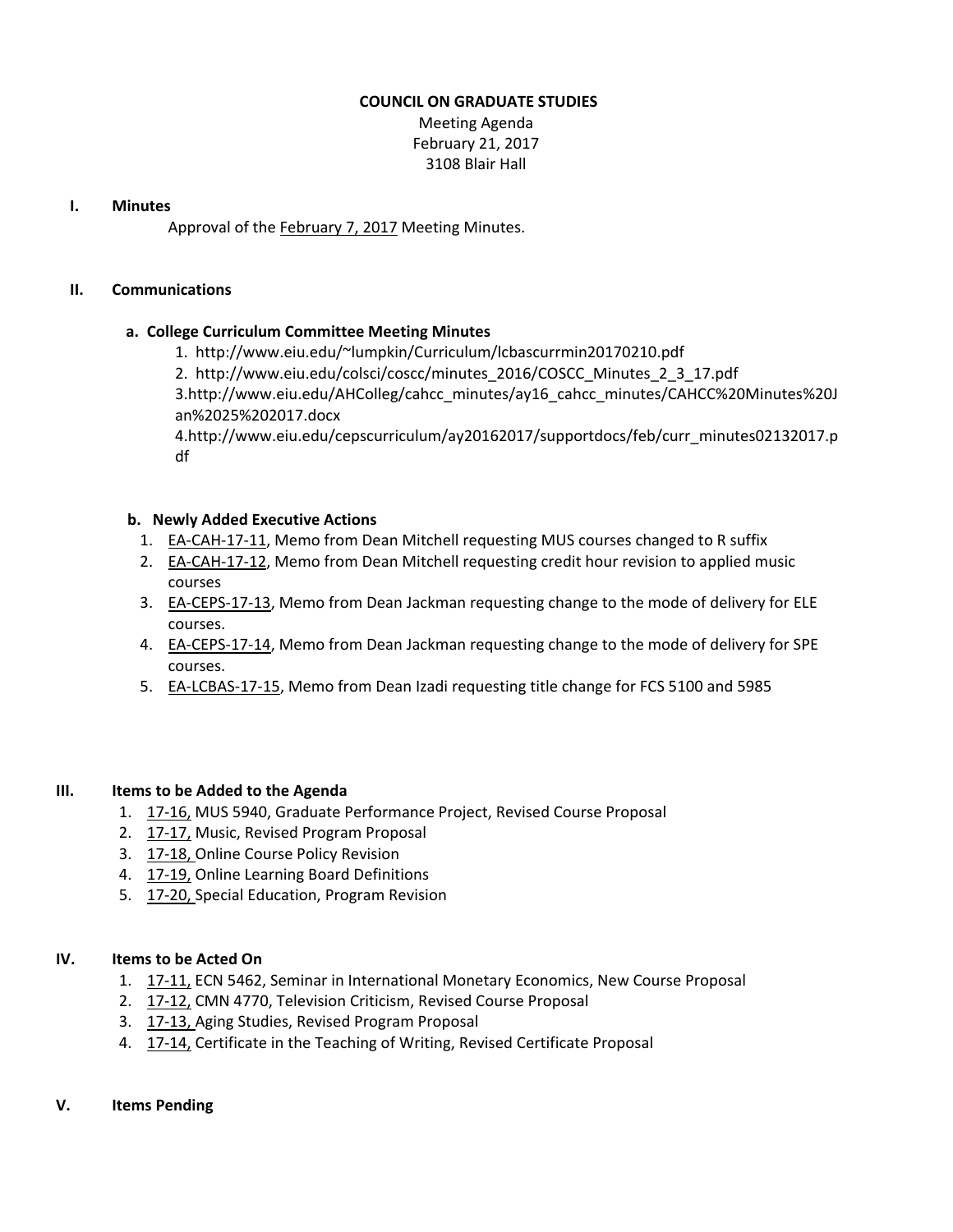# COUNCIL ON GRADUATE STUDIES

Meeting Agenda
February 21, 2017
3108 Blair Hall

## I. Minutes

Approval of the February 7, 2017 Meeting Minutes.

## II. Communications

### a. College Curriculum Committee Meeting Minutes

1. http://www.eiu.edu/~lumpkin/Curriculum/lcbascurrmin20170210.pdf
2. http://www.eiu.edu/colsci/coscc/minutes_2016/COSCC_Minutes_2_3_17.pdf
3. http://www.eiu.edu/AHColleg/cahcc_minutes/ay16_cahcc_minutes/CAHCC%20Minutes%20Jan%2025%202017.docx
4. http://www.eiu.edu/cepscurriculum/ay20162017/supportdocs/feb/curr_minutes02132017.pdf

### b. Newly Added Executive Actions

1. EA-CAH-17-11, Memo from Dean Mitchell requesting MUS courses changed to R suffix
2. EA-CAH-17-12, Memo from Dean Mitchell requesting credit hour revision to applied music courses
3. EA-CEPS-17-13, Memo from Dean Jackman requesting change to the mode of delivery for ELE courses.
4. EA-CEPS-17-14, Memo from Dean Jackman requesting change to the mode of delivery for SPE courses.
5. EA-LCBAS-17-15, Memo from Dean Izadi requesting title change for FCS 5100 and 5985

## III. Items to be Added to the Agenda

1. 17-16, MUS 5940, Graduate Performance Project, Revised Course Proposal
2. 17-17, Music, Revised Program Proposal
3. 17-18, Online Course Policy Revision
4. 17-19, Online Learning Board Definitions
5. 17-20, Special Education, Program Revision

## IV. Items to be Acted On

1. 17-11, ECN 5462, Seminar in International Monetary Economics, New Course Proposal
2. 17-12, CMN 4770, Television Criticism, Revised Course Proposal
3. 17-13, Aging Studies, Revised Program Proposal
4. 17-14, Certificate in the Teaching of Writing, Revised Certificate Proposal

## V. Items Pending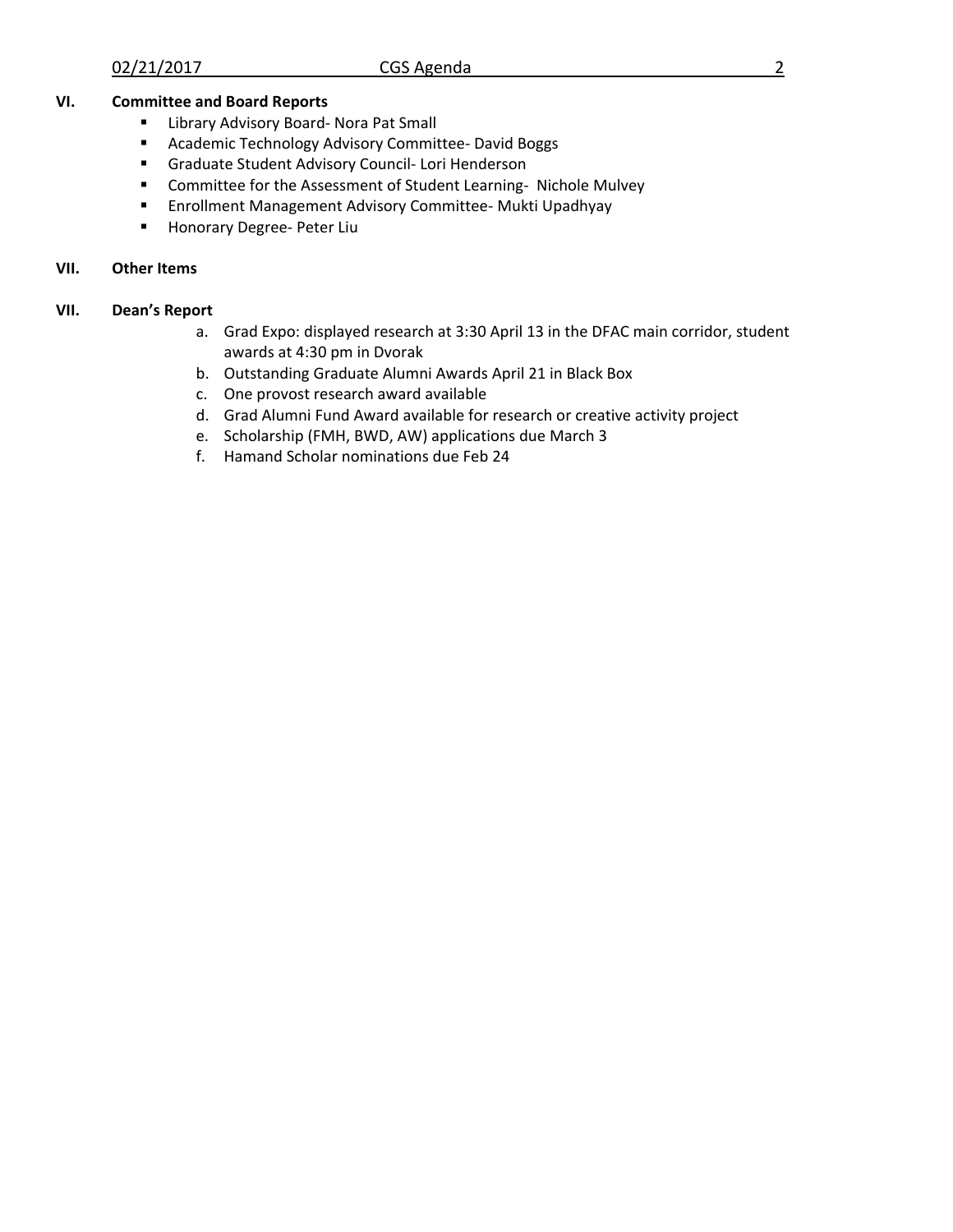## VI. Committee and Board Reports

- Library Advisory Board- Nora Pat Small
- Academic Technology Advisory Committee- David Boggs
- Graduate Student Advisory Council- Lori Henderson
- Committee for the Assessment of Student Learning- Nichole Mulvey
- Enrollment Management Advisory Committee- Mukti Upadhyay
- Honorary Degree- Peter Liu

## VII. Other Items

## VII. Dean's Report

a. Grad Expo: displayed research at 3:30 April 13 in the DFAC main corridor, student awards at 4:30 pm in Dvorak
b. Outstanding Graduate Alumni Awards April 21 in Black Box
c. One provost research award available
d. Grad Alumni Fund Award available for research or creative activity project
e. Scholarship (FMH, BWD, AW) applications due March 3
f. Hamand Scholar nominations due Feb 24